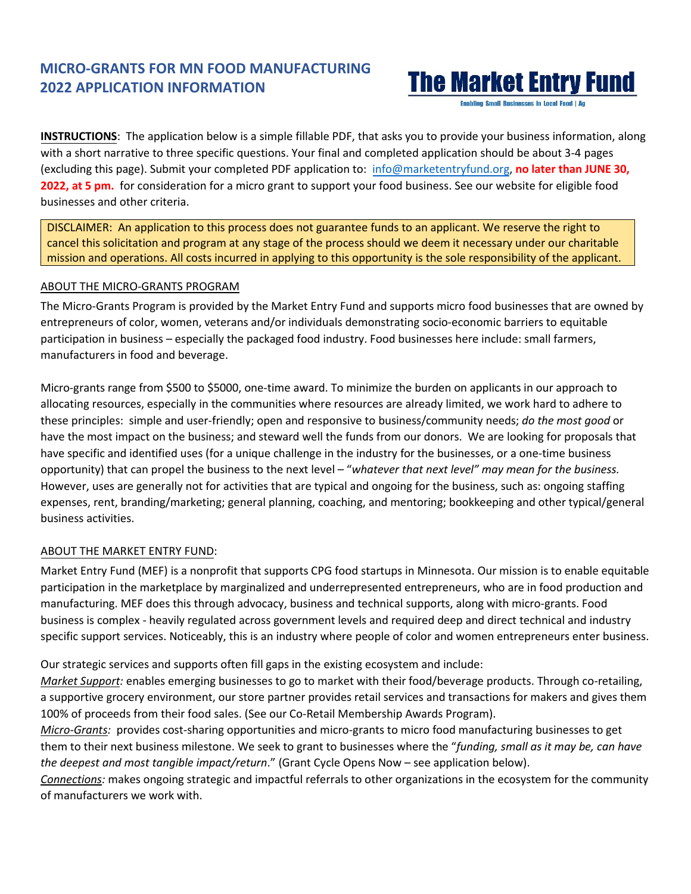## MICRO-GRANTS FOR MN FOOD MANUFACTURING 2022 APPLICATION INFORMATION

**The Market Entry Fund**

Enabling Small Businesses in Local Food | Ag

**INSTRUCTIONS**: The application below is a simple fillable PDF, that asks you to provide your business information, along with a short narrative to three specific questions. Your final and completed application should be about 3-4 pages (excluding this page). Submit your completed PDF application to: info@marketentryfund.org, **no later than JUNE 30, 2022, at 5 pm.** for consideration for a micro grant to support your food business. See our website for eligible food businesses and other criteria.

DISCLAIMER: An application to this process does not guarantee funds to an applicant. We reserve the right to cancel this solicitation and program at any stage of the process should we deem it necessary under our charitable mission and operations. All costs incurred in applying to this opportunity is the sole responsibility of the applicant.

### ABOUT THE MICRO-GRANTS PROGRAM

The Micro-Grants Program is provided by the Market Entry Fund and supports micro food businesses that are owned by entrepreneurs of color, women, veterans and/or individuals demonstrating socio-economic barriers to equitable participation in business – especially the packaged food industry. Food businesses here include: small farmers, manufacturers in food and beverage.

Micro-grants range from $500 to $5000, one-time award. To minimize the burden on applicants in our approach to allocating resources, especially in the communities where resources are already limited, we work hard to adhere to these principles: simple and user-friendly; open and responsive to business/community needs; *do the most good* or have the most impact on the business; and steward well the funds from our donors. We are looking for proposals that have specific and identified uses (for a unique challenge in the industry for the businesses, or a one-time business opportunity) that can propel the business to the next level – "*whatever that next level" may mean for the business.* However, uses are generally not for activities that are typical and ongoing for the business, such as: ongoing staffing expenses, rent, branding/marketing; general planning, coaching, and mentoring; bookkeeping and other typical/general business activities.

### ABOUT THE MARKET ENTRY FUND:

Market Entry Fund (MEF) is a nonprofit that supports CPG food startups in Minnesota. Our mission is to enable equitable participation in the marketplace by marginalized and underrepresented entrepreneurs, who are in food production and manufacturing. MEF does this through advocacy, business and technical supports, along with micro-grants. Food business is complex - heavily regulated across government levels and required deep and direct technical and industry specific support services. Noticeably, this is an industry where people of color and women entrepreneurs enter business.

Our strategic services and supports often fill gaps in the existing ecosystem and include:

*Market Support:* enables emerging businesses to go to market with their food/beverage products. Through co-retailing, a supportive grocery environment, our store partner provides retail services and transactions for makers and gives them 100% of proceeds from their food sales. (See our Co-Retail Membership Awards Program).

*Micro-Grants:* provides cost-sharing opportunities and micro-grants to micro food manufacturing businesses to get them to their next business milestone. We seek to grant to businesses where the "*funding, small as it may be, can have the deepest and most tangible impact/return*." (Grant Cycle Opens Now – see application below).

*Connections:* makes ongoing strategic and impactful referrals to other organizations in the ecosystem for the community of manufacturers we work with.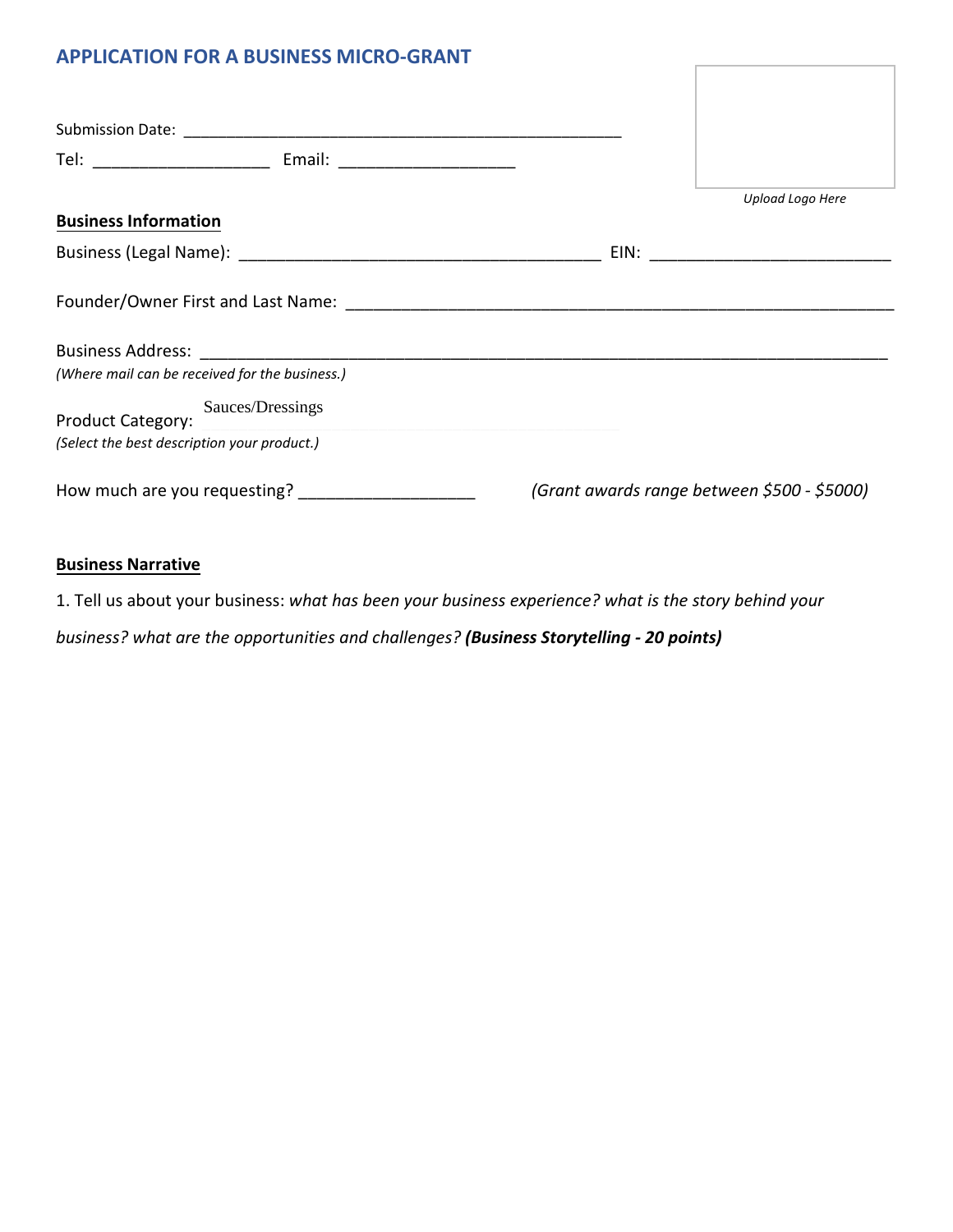## APPLICATION FOR A BUSINESS MICRO-GRANT

Submission Date: ___________________________________________________

Tel: ____________________ Email: ____________________

*Upload Logo Here*

**Business Information**

Business (Legal Name): __________________________________________ EIN: __________________________

Founder/Owner First and Last Name: _____________________________________________________________

Business Address: ________________________________________________________________________
*(Where mail can be received for the business.)*

Product Category: Sauces/Dressings
*(Select the best description your product.)*

How much are you requesting? ____________________ *(Grant awards range between $500 - $5000)*

**Business Narrative**

1. Tell us about your business: *what has been your business experience? what is the story behind your business? what are the opportunities and challenges?* ***(Business Storytelling - 20 points)***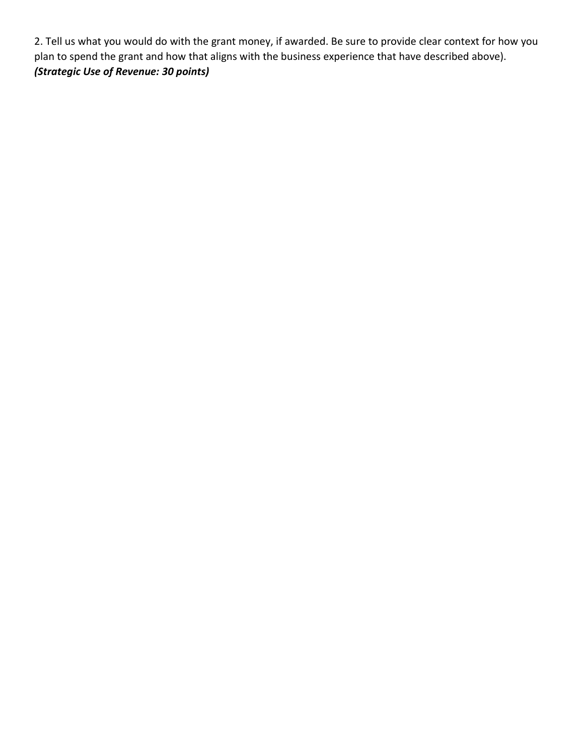2. Tell us what you would do with the grant money, if awarded. Be sure to provide clear context for how you plan to spend the grant and how that aligns with the business experience that have described above).
***(Strategic Use of Revenue: 30 points)***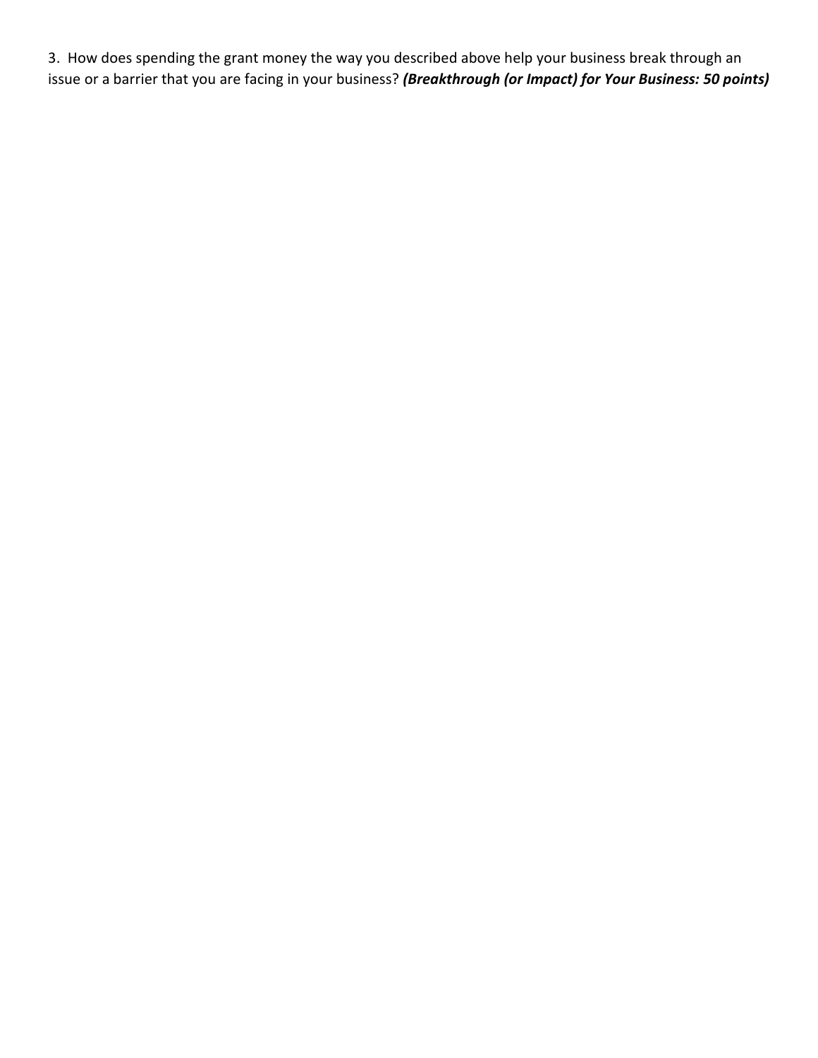3. How does spending the grant money the way you described above help your business break through an issue or a barrier that you are facing in your business? ***(Breakthrough (or Impact) for Your Business: 50 points)***